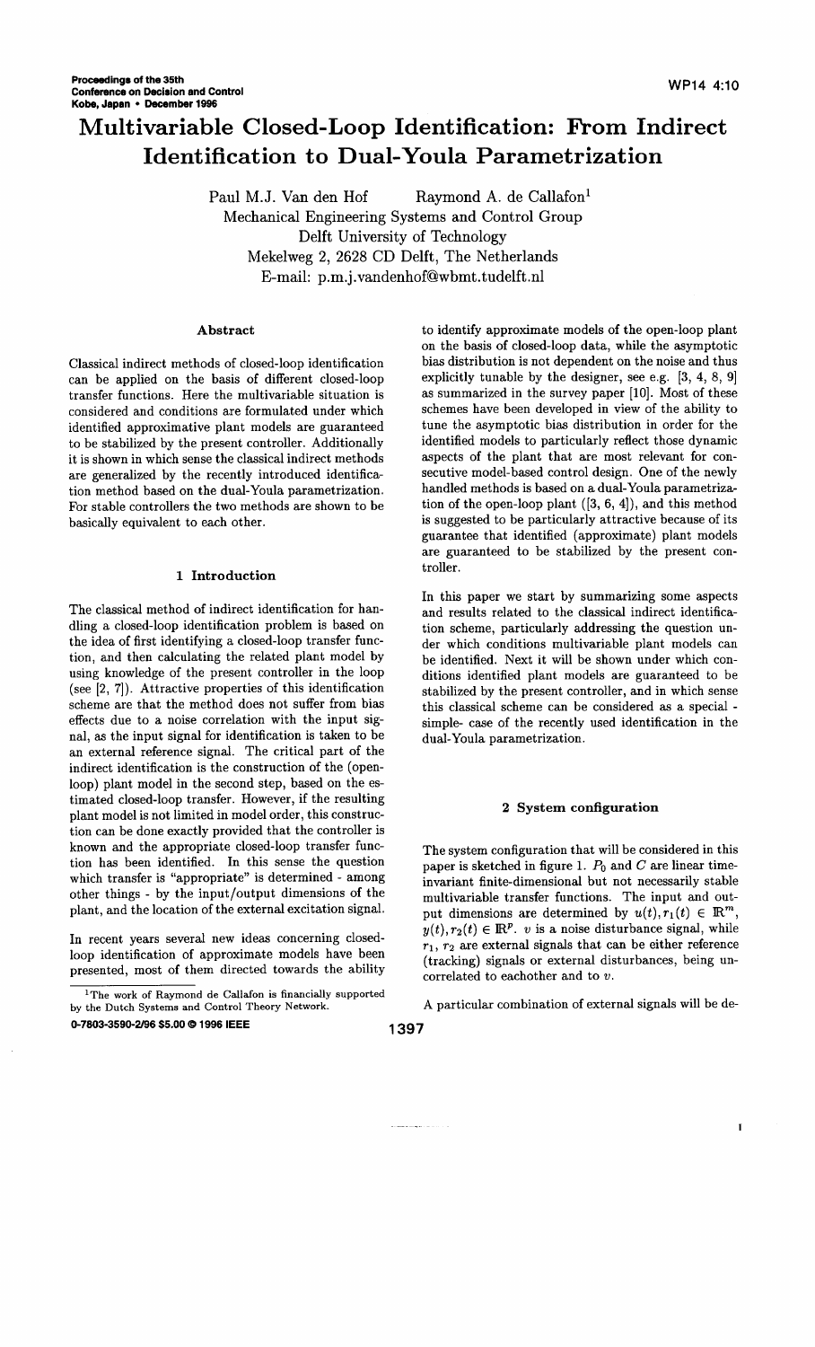# Multivariable Closed-Loop Identification: From Indirect Identification to Dual-Youla Parametrization

Paul M.J. Van den Hof  Raymond A. de Callafon[1]

Mechanical Engineering Systems and Control Group
Delft University of Technology
Mekelweg 2, 2628 CD Delft, The Netherlands
E-mail: p.m.j.vandenhof@wbmt.tudelft.nl

### Abstract

Classical indirect methods of closed-loop identification can be applied on the basis of different closed-loop transfer functions. Here the multivariable situation is considered and conditions are formulated under which identified approximative plant models are guaranteed to be stabilized by the present controller. Additionally it is shown in which sense the classical indirect methods are generalized by the recently introduced identification method based on the dual-Youla parametrization. For stable controllers the two methods are shown to be basically equivalent to each other.

## 1 Introduction

The classical method of indirect identification for handling a closed-loop identification problem is based on the idea of first identifying a closed-loop transfer function, and then calculating the related plant model by using knowledge of the present controller in the loop (see [2, 7]). Attractive properties of this identification scheme are that the method does not suffer from bias effects due to a noise correlation with the input signal, as the input signal for identification is taken to be an external reference signal. The critical part of the indirect identification is the construction of the (open-loop) plant model in the second step, based on the estimated closed-loop transfer. However, if the resulting plant model is not limited in model order, this construction can be done exactly provided that the controller is known and the appropriate closed-loop transfer function has been identified. In this sense the question which transfer is "appropriate" is determined - among other things - by the input/output dimensions of the plant, and the location of the external excitation signal.

In recent years several new ideas concerning closed-loop identification of approximate models have been presented, most of them directed towards the ability to identify approximate models of the open-loop plant on the basis of closed-loop data, while the asymptotic bias distribution is not dependent on the noise and thus explicitly tunable by the designer, see e.g. [3, 4, 8, 9] as summarized in the survey paper [10]. Most of these schemes have been developed in view of the ability to tune the asymptotic bias distribution in order for the identified models to particularly reflect those dynamic aspects of the plant that are most relevant for consecutive model-based control design. One of the newly handled methods is based on a dual-Youla parametrization of the open-loop plant ([3, 6, 4]), and this method is suggested to be particularly attractive because of its guarantee that identified (approximate) plant models are guaranteed to be stabilized by the present controller.

In this paper we start by summarizing some aspects and results related to the classical indirect identification scheme, particularly addressing the question under which conditions multivariable plant models can be identified. Next it will be shown under which conditions identified plant models are guaranteed to be stabilized by the present controller, and in which sense this classical scheme can be considered as a special - simple- case of the recently used identification in the dual-Youla parametrization.

## 2 System configuration

The system configuration that will be considered in this paper is sketched in figure 1. $P_0$ and $C$ are linear time-invariant finite-dimensional but not necessarily stable multivariable transfer functions. The input and output dimensions are determined by $u(t), r_1(t) \in \mathbb{R}^m$, $y(t), r_2(t) \in \mathbb{R}^p$. $v$ is a noise disturbance signal, while $r_1$, $r_2$ are external signals that can be either reference (tracking) signals or external disturbances, being uncorrelated to eachother and to $v$.

A particular combination of external signals will be de-

[1] The work of Raymond de Callafon is financially supported by the Dutch Systems and Control Theory Network.

0-7803-3590-2/96 $5.00 © 1996 IEEE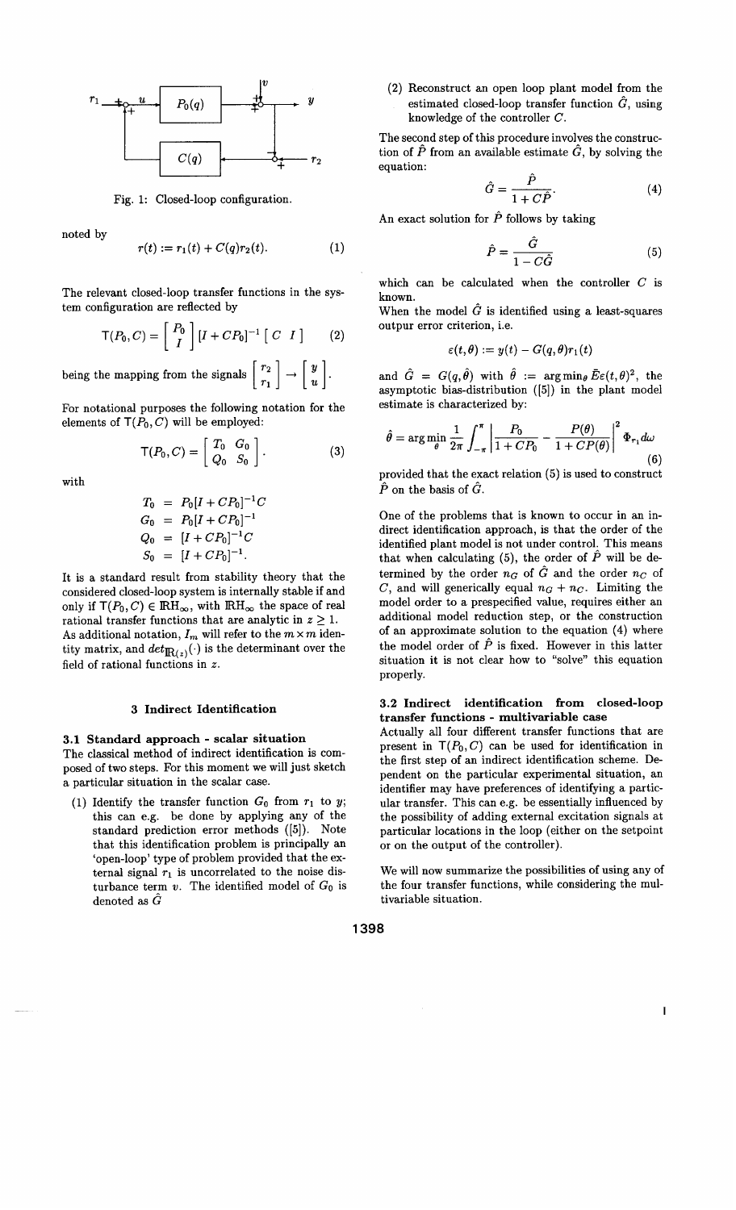Fig. 1: Closed-loop configuration.

noted by

$$r(t) := r_1(t) + C(q)r_2(t). \tag{1}$$

The relevant closed-loop transfer functions in the system configuration are reflected by

$$\mathsf{T}(P_0, C) = \begin{bmatrix} P_0 \\ I \end{bmatrix} [I + CP_0]^{-1} \begin{bmatrix} C & I \end{bmatrix} \tag{2}$$

being the mapping from the signals $\begin{bmatrix} r_2 \\ r_1 \end{bmatrix} \rightarrow \begin{bmatrix} y \\ u \end{bmatrix}$.

For notational purposes the following notation for the elements of $\mathsf{T}(P_0, C)$ will be employed:

$$\mathsf{T}(P_0, C) = \begin{bmatrix} T_0 & G_0 \\ Q_0 & S_0 \end{bmatrix}. \tag{3}$$

with

$$\begin{aligned} T_0 &= P_0[I + CP_0]^{-1}C \\ G_0 &= P_0[I + CP_0]^{-1} \\ Q_0 &= [I + CP_0]^{-1}C \\ S_0 &= [I + CP_0]^{-1}. \end{aligned}$$

It is a standard result from stability theory that the considered closed-loop system is internally stable if and only if $\mathsf{T}(P_0, C) \in \mathbb{RH}_\infty$, with $\mathbb{RH}_\infty$ the space of real rational transfer functions that are analytic in $z \geq 1$. As additional notation, $I_m$ will refer to the $m \times m$ identity matrix, and $det_{\mathbb{R}(z)}(\cdot)$ is the determinant over the field of rational functions in $z$.

## 3 Indirect Identification

### 3.1 Standard approach - scalar situation

The classical method of indirect identification is composed of two steps. For this moment we will just sketch a particular situation in the scalar case.

(1) Identify the transfer function $G_0$ from $r_1$ to $y$; this can e.g. be done by applying any of the standard prediction error methods ([5]). Note that this identification problem is principally an 'open-loop' type of problem provided that the external signal $r_1$ is uncorrelated to the noise disturbance term $v$. The identified model of $G_0$ is denoted as $\hat{G}$

(2) Reconstruct an open loop plant model from the estimated closed-loop transfer function $\hat{G}$, using knowledge of the controller $C$.

The second step of this procedure involves the construction of $\hat{P}$ from an available estimate $\hat{G}$, by solving the equation:

$$\hat{G} = \frac{\hat{P}}{1 + C\hat{P}}. \tag{4}$$

An exact solution for $\hat{P}$ follows by taking

$$\hat{P} = \frac{\hat{G}}{1 - C\hat{G}} \tag{5}$$

which can be calculated when the controller $C$ is known.

When the model $\hat{G}$ is identified using a least-squares outpur error criterion, i.e.

$$\varepsilon(t, \theta) := y(t) - G(q, \theta)r_1(t)$$

and $\hat{G} = G(q, \hat{\theta})$ with $\hat{\theta} := \arg\min_\theta \bar{E}\varepsilon(t, \theta)^2$, the asymptotic bias-distribution ([5]) in the plant model estimate is characterized by:

$$\hat{\theta} = \arg\min_\theta \frac{1}{2\pi} \int_{-\pi}^{\pi} \left| \frac{P_0}{1 + CP_0} - \frac{P(\theta)}{1 + CP(\theta)} \right|^2 \Phi_{r_1} d\omega \tag{6}$$

provided that the exact relation (5) is used to construct $\hat{P}$ on the basis of $\hat{G}$.

One of the problems that is known to occur in an indirect identification approach, is that the order of the identified plant model is not under control. This means that when calculating (5), the order of $\hat{P}$ will be determined by the order $n_G$ of $\hat{G}$ and the order $n_C$ of $C$, and will generically equal $n_G + n_C$. Limiting the model order to a prespecified value, requires either an additional model reduction step, or the construction of an approximate solution to the equation (4) where the model order of $\hat{P}$ is fixed. However in this latter situation it is not clear how to "solve" this equation properly.

### 3.2 Indirect identification from closed-loop transfer functions - multivariable case

Actually all four different transfer functions that are present in $\mathsf{T}(P_0, C)$ can be used for identification in the first step of an indirect identification scheme. Dependent on the particular experimental situation, an identifier may have preferences of identifying a particular transfer. This can e.g. be essentially influenced by the possibility of adding external excitation signals at particular locations in the loop (either on the setpoint or on the output of the controller).

We will now summarize the possibilities of using any of the four transfer functions, while considering the multivariable situation.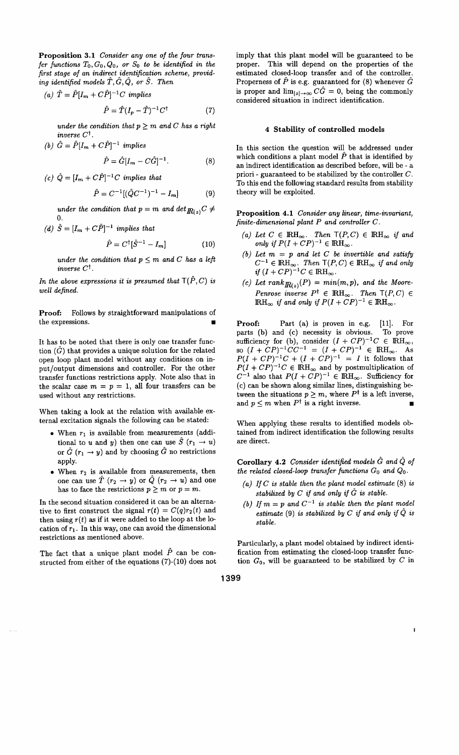**Proposition 3.1** *Consider any one of the four transfer functions $T_0, G_0, Q_0$, or $S_0$ to be identified in the first stage of an indirect identification scheme, providing identified models $\hat{T}, \hat{G}, \hat{Q}$, or $\hat{S}$. Then*

(a) $\hat{T} = \hat{P}[I_m + C\hat{P}]^{-1}C$ *implies*

$$\hat{P} = \hat{T}(I_p - \hat{T})^{-1}C^{\dagger} \tag{7}$$

*under the condition that $p \geq m$ and $C$ has a right inverse $C^{\dagger}$.*

(b) $\hat{G} = \hat{P}[I_m + C\hat{P}]^{-1}$ *implies*

$$\hat{P} = \hat{G}[I_m - C\hat{G}]^{-1}. \tag{8}$$

(c) $\hat{Q} = [I_m + C\hat{P}]^{-1}C$ *implies that*

$$\hat{P} = C^{-1}[(\hat{Q}C^{-1})^{-1} - I_m] \tag{9}$$

*under the condition that $p = m$ and $det_{\mathbb{R}(z)}C \neq 0$.*

(d) $\hat{S} = [I_m + C\hat{P}]^{-1}$ *implies that*

$$\hat{P} = C^{\dagger}[\hat{S}^{-1} - I_m] \tag{10}$$

*under the condition that $p \leq m$ and $C$ has a left inverse $C^{\dagger}$.*

*In the above expressions it is presumed that $\mathsf{T}(\hat{P}, C)$ is well defined.*

**Proof:** Follows by straightforward manipulations of the expressions. ∎

It has to be noted that there is only one transfer function ($\hat{G}$) that provides a unique solution for the related open loop plant model without any conditions on input/output dimensions and controller. For the other transfer functions restrictions apply. Note also that in the scalar case $m = p = 1$, all four transfers can be used without any restrictions.

When taking a look at the relation with available external excitation signals the following can be stated:

- When $r_1$ is available from measurements (additional to $u$ and $y$) then one can use $\hat{S}$ ($r_1 \rightarrow u$) or $\hat{G}$ ($r_1 \rightarrow y$) and by choosing $\hat{G}$ no restrictions apply.
- When $r_2$ is available from measurements, then one can use $\hat{T}$ ($r_2 \rightarrow y$) or $\hat{Q}$ ($r_2 \rightarrow u$) and one has to face the restrictions $p \geq m$ or $p = m$.

In the second situation considered it can be an alternative to first construct the signal $r(t) = C(q)r_2(t)$ and then using $r(t)$ as if it were added to the loop at the location of $r_1$. In this way, one can avoid the dimensional restrictions as mentioned above.

The fact that a unique plant model $\hat{P}$ can be constructed from either of the equations (7)-(10) does not imply that this plant model will be guaranteed to be proper. This will depend on the properties of the estimated closed-loop transfer and of the controller. Properness of $\hat{P}$ is e.g. guaranteed for (8) whenever $\hat{G}$ is proper and $\lim_{|z|\rightarrow\infty} C\hat{G} = 0$, being the commonly considered situation in indirect identification.

## 4 Stability of controlled models

In this section the question will be addressed under which conditions a plant model $\hat{P}$ that is identified by an indirect identification as described before, will be - a priori - guaranteed to be stabilized by the controller $C$. To this end the following standard results from stability theory will be exploited.

**Proposition 4.1** *Consider any linear, time-invariant, finite-dimensional plant $P$ and controller $C$.*

(a) *Let $C \in \mathbb{R}\mathrm{H}_\infty$. Then $\mathsf{T}(P, C) \in \mathbb{R}\mathrm{H}_\infty$ if and only if $P(I + CP)^{-1} \in \mathbb{R}\mathrm{H}_\infty$.*

(b) *Let $m = p$ and let $C$ be invertible and satisfy $C^{-1} \in \mathbb{R}\mathrm{H}_\infty$. Then $\mathsf{T}(P, C) \in \mathbb{R}\mathrm{H}_\infty$ if and only if $(I + CP)^{-1}C \in \mathbb{R}\mathrm{H}_\infty$.*

(c) *Let $rank_{\mathbb{R}(z)}(P) = min(m,p)$, and the Moore-Penrose inverse $P^{\dagger} \in \mathbb{R}\mathrm{H}_\infty$. Then $\mathsf{T}(P, C) \in \mathbb{R}\mathrm{H}_\infty$ if and only if $P(I + CP)^{-1} \in \mathbb{R}\mathrm{H}_\infty$.*

**Proof:** Part (a) is proven in e.g. [11]. For parts (b) and (c) necessity is obvious. To prove sufficiency for (b), consider $(I + CP)^{-1}C \in \mathbb{R}\mathrm{H}_\infty$, so $(I + CP)^{-1}CC^{-1} = (I + CP)^{-1} \in \mathbb{R}\mathrm{H}_\infty$. As $P(I + CP)^{-1}C + (I + CP)^{-1} = I$ it follows that $P(I + CP)^{-1}C \in \mathbb{R}\mathrm{H}_\infty$ and by postmultiplication of $C^{-1}$ also that $P(I + CP)^{-1} \in \mathbb{R}\mathrm{H}_\infty$. Sufficiency for (c) can be shown along similar lines, distinguishing between the situations $p \geq m$, where $P^{\dagger}$ is a left inverse, and $p \leq m$ when $P^{\dagger}$ is a right inverse. ∎

When applying these results to identified models obtained from indirect identification the following results are direct.

**Corollary 4.2** *Consider identified models $\hat{G}$ and $\hat{Q}$ of the related closed-loop transfer functions $G_0$ and $Q_0$.*

(a) *If $C$ is stable then the plant model estimate (8) is stabilized by $C$ if and only if $\hat{G}$ is stable.*

(b) *If $m = p$ and $C^{-1}$ is stable then the plant model estimate (9) is stabilized by $C$ if and only if $\hat{Q}$ is stable.*

Particularly, a plant model obtained by indirect identification from estimating the closed-loop transfer function $G_0$, will be guaranteed to be stabilized by $C$ in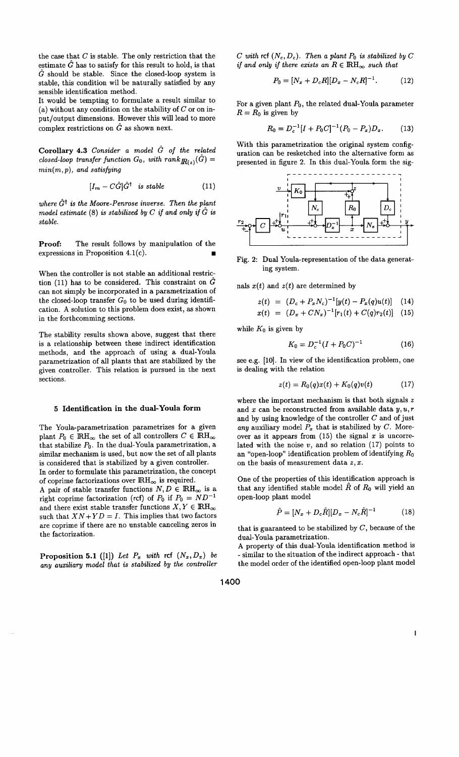the case that $C$ is stable. The only restriction that the estimate $\hat{G}$ has to satisfy for this result to hold, is that $\hat{G}$ should be stable. Since the closed-loop system is stable, this condition wil be naturally satisfied by any sensible identification method.

It would be tempting to formulate a result similar to (a) without any condition on the stability of $C$ or on input/output dimensions. However this will lead to more complex restrictions on $\hat{G}$ as shown next.

**Corollary 4.3** *Consider a model $\hat{G}$ of the related closed-loop transfer function $G_0$, with $rank_{\mathbb{R}(z)}(\hat{G}) = min(m,p)$, and satisfying*

$$[I_m - C\hat{G}]\hat{G}^{\dagger} \text{ is stable} \tag{11}$$

*where $\hat{G}^{\dagger}$ is the Moore-Penrose inverse. Then the plant model estimate (8) is stabilized by $C$ if and only if $\hat{G}$ is stable.*

**Proof:** The result follows by manipulation of the expressions in Proposition 4.1(c). ∎

When the controller is not stable an additional restriction (11) has to be considered. This constraint on $\hat{G}$ can not simply be incorporated in a parametrization of the closed-loop transfer $G_0$ to be used during identification. A solution to this problem does exist, as shown in the forthcomming sections.

The stability results shown above, suggest that there is a relationship between these indirect identification methods, and the approach of using a dual-Youla parametrization of all plants that are stabilized by the given controller. This relation is pursued in the next sections.

## 5 Identification in the dual-Youla form

The Youla-parametrization parametrizes for a given plant $P_0 \in \mathbb{RH}_\infty$ the set of all controllers $C \in \mathbb{RH}_\infty$ that stabilize $P_0$. In the dual-Youla parametrization, a similar mechanism is used, but now the set of all plants is considered that is stabilized by a given controller.

In order to formulate this parametrization, the concept of coprime factorizations over $\mathbb{RH}_\infty$ is required.

A pair of stable transfer functions $N, D \in \mathbb{RH}_\infty$ is a right coprime factorization (rcf) of $P_0$ if $P_0 = ND^{-1}$ and there exist stable transfer functions $X, Y \in \mathbb{RH}_\infty$ such that $XN + YD = I$. This implies that two factors are coprime if there are no unstable canceling zeros in the factorization.

**Proposition 5.1** ([1]) *Let $P_x$ with rcf $(N_x, D_x)$ be any auxiliary model that is stabilized by the controller $C$ with rcf $(N_c, D_c)$. Then a plant $P_0$ is stabilized by $C$ if and only if there exists an $R \in \mathbb{RH}_\infty$ such that*

$$P_0 = [N_x + D_c R][D_x - N_c R]^{-1}. \tag{12}$$

For a given plant $P_0$, the related dual-Youla parameter $R = R_0$ is given by

$$R_0 = D_c^{-1}[I + P_0 C]^{-1}(P_0 - P_x)D_x. \tag{13}$$

With this parametrization the original system configuration can be resketched into the alternative form as presented in figure 2. In this dual-Youla form the signals $x(t)$ and $z(t)$ are determined by

Fig. 2: Dual Youla-representation of the data generating system.

$$z(t) = (D_c + P_x N_c)^{-1}[y(t) - P_x(q)u(t)] \tag{14}$$
$$x(t) = (D_x + C N_x)^{-1}[r_1(t) + C(q)r_2(t)] \tag{15}$$

while $K_0$ is given by

$$K_0 = D_c^{-1}(I + P_0 C)^{-1} \tag{16}$$

see e.g. [10]. In view of the identification problem, one is dealing with the relation

$$z(t) = R_0(q)x(t) + K_0(q)v(t) \tag{17}$$

where the important mechanism is that both signals $z$ and $x$ can be reconstructed from available data $y, u, r$ and by using knowledge of the controller $C$ and of just *any* auxiliary model $P_x$ that is stabilized by $C$. Moreover as it appears from (15) the signal $x$ is uncorrelated with the noise $v$, and so relation (17) points to an "open-loop" identification problem of identifying $R_0$ on the basis of measurement data $z, x$.

One of the properties of this identification approach is that any identified stable model $\hat{R}$ of $R_0$ will yield an open-loop plant model

$$\hat{P} = [N_x + D_c\hat{R}][D_x - N_c\hat{R}]^{-1} \tag{18}$$

that is guaranteed to be stabilized by $C$, because of the dual-Youla parametrization.

A property of this dual-Youla identification method is - similar to the situation of the indirect approach - that the model order of the identified open-loop plant model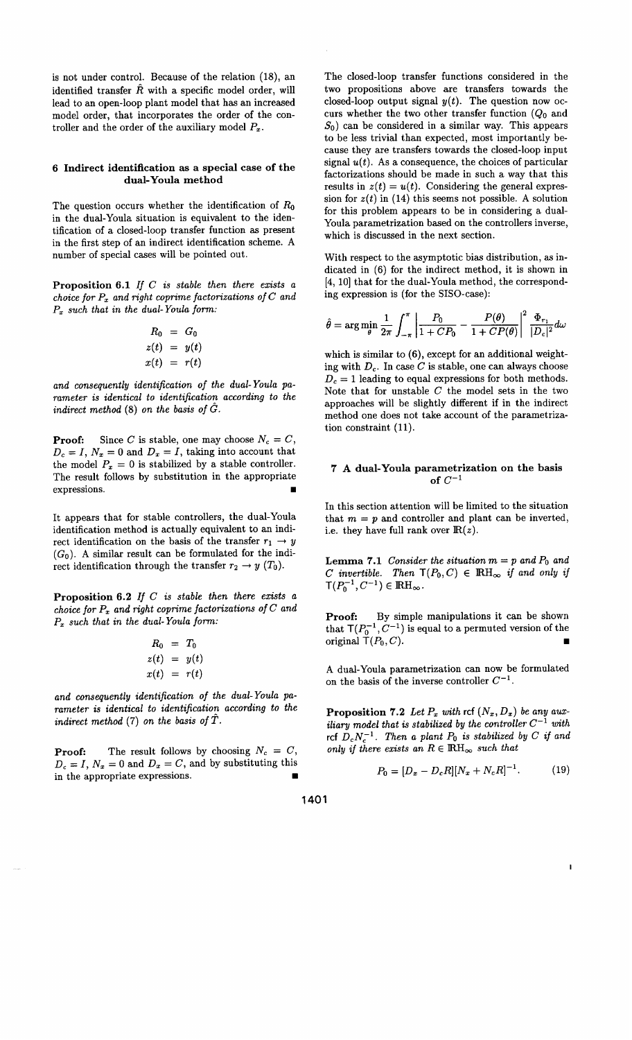is not under control. Because of the relation (18), an identified transfer $\hat{R}$ with a specific model order, will lead to an open-loop plant model that has an increased model order, that incorporates the order of the controller and the order of the auxiliary model $P_x$.

## 6 Indirect identification as a special case of the dual-Youla method

The question occurs whether the identification of $R_0$ in the dual-Youla situation is equivalent to the identification of a closed-loop transfer function as present in the first step of an indirect identification scheme. A number of special cases will be pointed out.

**Proposition 6.1** *If $C$ is stable then there exists a choice for $P_x$ and right coprime factorizations of $C$ and $P_x$ such that in the dual-Youla form:*

$$R_0 = G_0$$
$$z(t) = y(t)$$
$$x(t) = r(t)$$

*and consequently identification of the dual-Youla parameter is identical to identification according to the indirect method (8) on the basis of $\hat{G}$.*

**Proof:** Since $C$ is stable, one may choose $N_c = C$, $D_c = I$, $N_x = 0$ and $D_x = I$, taking into account that the model $P_x = 0$ is stabilized by a stable controller. The result follows by substitution in the appropriate expressions. ∎

It appears that for stable controllers, the dual-Youla identification method is actually equivalent to an indirect identification on the basis of the transfer $r_1 \rightarrow y$ ($G_0$). A similar result can be formulated for the indirect identification through the transfer $r_2 \rightarrow y$ ($T_0$).

**Proposition 6.2** *If $C$ is stable then there exists a choice for $P_x$ and right coprime factorizations of $C$ and $P_x$ such that in the dual-Youla form:*

$$R_0 = T_0$$
$$z(t) = y(t)$$
$$x(t) = r(t)$$

*and consequently identification of the dual-Youla parameter is identical to identification according to the indirect method (7) on the basis of $\hat{T}$.*

**Proof:** The result follows by choosing $N_c = C$, $D_c = I$, $N_x = 0$ and $D_x = C$, and by substituting this in the appropriate expressions. ∎

The closed-loop transfer functions considered in the two propositions above are transfers towards the closed-loop output signal $y(t)$. The question now occurs whether the two other transfer function ($Q_0$ and $S_0$) can be considered in a similar way. This appears to be less trivial than expected, most importantly because they are transfers towards the closed-loop input signal $u(t)$. As a consequence, the choices of particular factorizations should be made in such a way that this results in $z(t) = u(t)$. Considering the general expression for $z(t)$ in (14) this seems not possible. A solution for this problem appears to be in considering a dual-Youla parametrization based on the controllers inverse, which is discussed in the next section.

With respect to the asymptotic bias distribution, as indicated in (6) for the indirect method, it is shown in [4, 10] that for the dual-Youla method, the corresponding expression is (for the SISO-case):

$$\hat{\theta} = \arg\min_{\theta} \frac{1}{2\pi} \int_{-\pi}^{\pi} \left| \frac{P_0}{1 + CP_0} - \frac{P(\theta)}{1 + CP(\theta)} \right|^2 \frac{\Phi_{r_1}}{|D_c|^2} d\omega$$

which is similar to (6), except for an additional weighting with $D_c$. In case $C$ is stable, one can always choose $D_c = 1$ leading to equal expressions for both methods. Note that for unstable $C$ the model sets in the two approaches will be slightly different if in the indirect method one does not take account of the parametrization constraint (11).

## 7 A dual-Youla parametrization on the basis of $C^{-1}$

In this section attention will be limited to the situation that $m = p$ and controller and plant can be inverted, i.e. they have full rank over $\mathbb{R}(z)$.

**Lemma 7.1** *Consider the situation $m = p$ and $P_0$ and $C$ invertible. Then $\mathsf{T}(P_0, C) \in \mathbb{R}\mathrm{H}_\infty$ if and only if $\mathsf{T}(P_0^{-1}, C^{-1}) \in \mathbb{R}\mathrm{H}_\infty$.*

**Proof:** By simple manipulations it can be shown that $\mathsf{T}(P_0^{-1}, C^{-1})$ is equal to a permuted version of the original $\mathsf{T}(P_0, C)$. ∎

A dual-Youla parametrization can now be formulated on the basis of the inverse controller $C^{-1}$.

**Proposition 7.2** *Let $P_x$ with rcf $(N_x, D_x)$ be any auxiliary model that is stabilized by the controller $C^{-1}$ with rcf $D_c N_c^{-1}$. Then a plant $P_0$ is stabilized by $C$ if and only if there exists an $R \in \mathbb{R}\mathrm{H}_\infty$ such that*

$$P_0 = [D_x - D_c R][N_x + N_c R]^{-1}. \tag{19}$$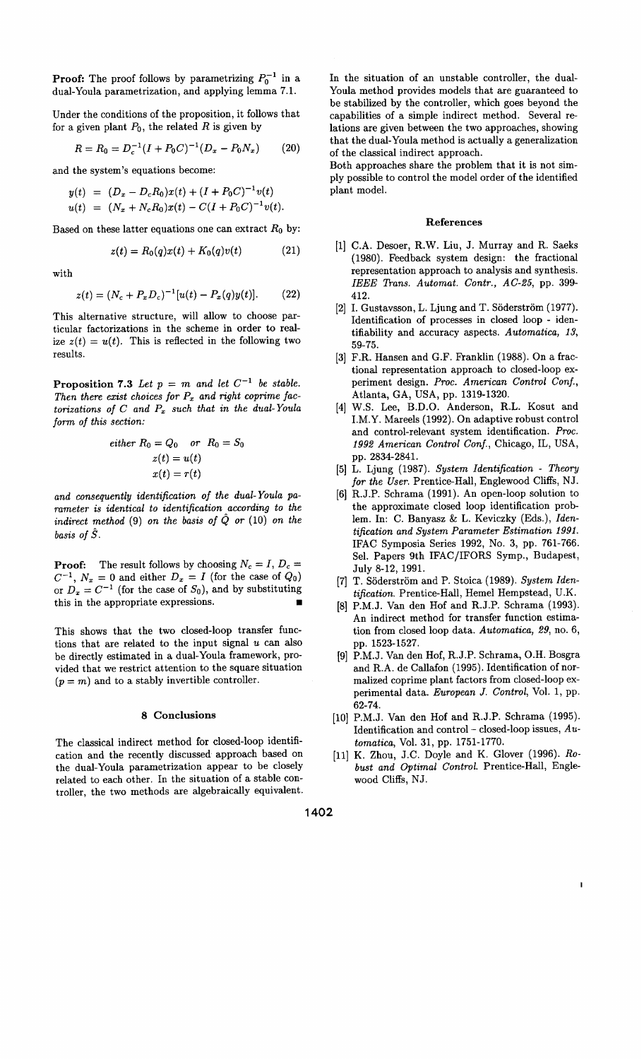**Proof:** The proof follows by parametrizing $P_0^{-1}$ in a dual-Youla parametrization, and applying lemma 7.1.

Under the conditions of the proposition, it follows that for a given plant $P_0$, the related $R$ is given by

$$R = R_0 = D_c^{-1}(I + P_0 C)^{-1}(D_x - P_0 N_x) \tag{20}$$

and the system's equations become:

$$\begin{aligned} y(t) &= (D_x - D_c R_0)x(t) + (I + P_0 C)^{-1} v(t) \\ u(t) &= (N_x + N_c R_0)x(t) - C(I + P_0 C)^{-1} v(t). \end{aligned}$$

Based on these latter equations one can extract $R_0$ by:

$$z(t) = R_0(q)x(t) + K_0(q)v(t) \tag{21}$$

with

$$z(t) = (N_c + P_x D_c)^{-1}[u(t) - P_x(q)y(t)]. \tag{22}$$

This alternative structure, will allow to choose particular factorizations in the scheme in order to realize $z(t) = u(t)$. This is reflected in the following two results.

**Proposition 7.3** *Let $p = m$ and let $C^{-1}$ be stable. Then there exist choices for $P_x$ and right coprime factorizations of $C$ and $P_x$ such that in the dual-Youla form of this section:*

$$\begin{gathered} \textit{either } R_0 = Q_0 \quad \textit{or } R_0 = S_0 \\ z(t) = u(t) \\ x(t) = r(t) \end{gathered}$$

*and consequently identification of the dual-Youla parameter is identical to identification according to the indirect method* (9) *on the basis of $\hat{Q}$ or* (10) *on the basis of $\hat{S}$.*

**Proof:** The result follows by choosing $N_c = I$, $D_c = C^{-1}$, $N_x = 0$ and either $D_x = I$ (for the case of $Q_0$) or $D_x = C^{-1}$ (for the case of $S_0$), and by substituting this in the appropriate expressions. ∎

This shows that the two closed-loop transfer functions that are related to the input signal $u$ can also be directly estimated in a dual-Youla framework, provided that we restrict attention to the square situation ($p = m$) and to a stably invertible controller.

## 8 Conclusions

The classical indirect method for closed-loop identification and the recently discussed approach based on the dual-Youla parametrization appear to be closely related to each other. In the situation of a stable controller, the two methods are algebraically equivalent. In the situation of an unstable controller, the dual-Youla method provides models that are guaranteed to be stabilized by the controller, which goes beyond the capabilities of a simple indirect method. Several relations are given between the two approaches, showing that the dual-Youla method is actually a generalization of the classical indirect approach.

Both approaches share the problem that it is not simply possible to control the model order of the identified plant model.

## References

[1] C.A. Desoer, R.W. Liu, J. Murray and R. Saeks (1980). Feedback system design: the fractional representation approach to analysis and synthesis. *IEEE Trans. Automat. Contr.*, *AC-25*, pp. 399-412.

[2] I. Gustavsson, L. Ljung and T. Söderström (1977). Identification of processes in closed loop - identifiability and accuracy aspects. *Automatica*, *13*, 59-75.

[3] F.R. Hansen and G.F. Franklin (1988). On a fractional representation approach to closed-loop experiment design. *Proc. American Control Conf.*, Atlanta, GA, USA, pp. 1319-1320.

[4] W.S. Lee, B.D.O. Anderson, R.L. Kosut and I.M.Y. Mareels (1992). On adaptive robust control and control-relevant system identification. *Proc. 1992 American Control Conf.*, Chicago, IL, USA, pp. 2834-2841.

[5] L. Ljung (1987). *System Identification - Theory for the User.* Prentice-Hall, Englewood Cliffs, NJ.

[6] R.J.P. Schrama (1991). An open-loop solution to the approximate closed loop identification problem. In: C. Banyasz & L. Keviczky (Eds.), *Identification and System Parameter Estimation 1991.* IFAC Symposia Series 1992, No. 3, pp. 761-766. Sel. Papers 9th IFAC/IFORS Symp., Budapest, July 8-12, 1991.

[7] T. Söderström and P. Stoica (1989). *System Identification.* Prentice-Hall, Hemel Hempstead, U.K.

[8] P.M.J. Van den Hof and R.J.P. Schrama (1993). An indirect method for transfer function estimation from closed loop data. *Automatica*, *29*, no. 6, pp. 1523-1527.

[9] P.M.J. Van den Hof, R.J.P. Schrama, O.H. Bosgra and R.A. de Callafon (1995). Identification of normalized coprime plant factors from closed-loop experimental data. *European J. Control*, Vol. 1, pp. 62-74.

[10] P.M.J. Van den Hof and R.J.P. Schrama (1995). Identification and control – closed-loop issues, *Automatica*, Vol. 31, pp. 1751-1770.

[11] K. Zhou, J.C. Doyle and K. Glover (1996). *Robust and Optimal Control.* Prentice-Hall, Englewood Cliffs, NJ.